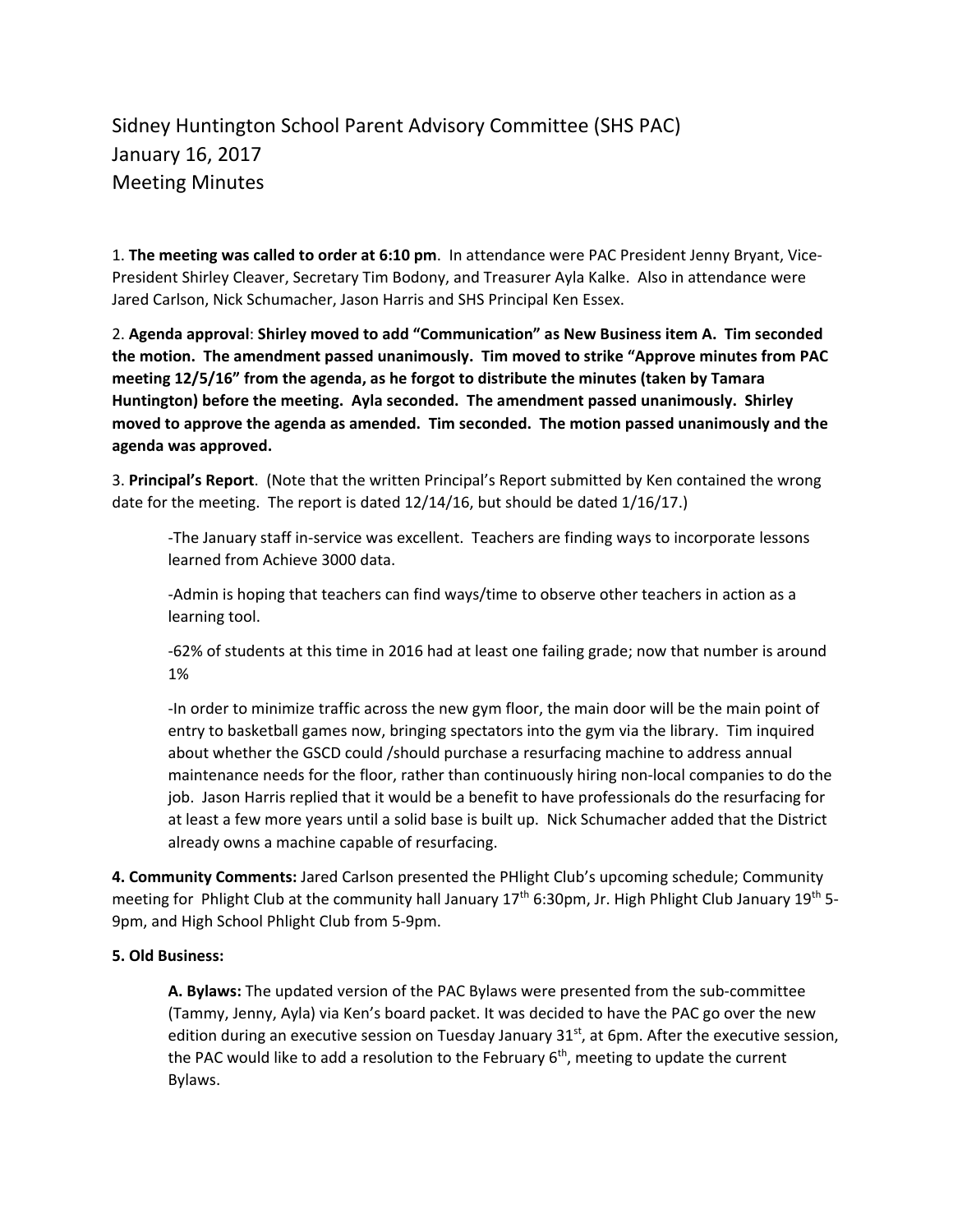Sidney Huntington School Parent Advisory Committee (SHS PAC)
January 16, 2017
Meeting Minutes

1. **The meeting was called to order at 6:10 pm**. In attendance were PAC President Jenny Bryant, Vice-President Shirley Cleaver, Secretary Tim Bodony, and Treasurer Ayla Kalke. Also in attendance were Jared Carlson, Nick Schumacher, Jason Harris and SHS Principal Ken Essex.

2. **Agenda approval**: **Shirley moved to add "Communication" as New Business item A. Tim seconded the motion. The amendment passed unanimously. Tim moved to strike "Approve minutes from PAC meeting 12/5/16" from the agenda, as he forgot to distribute the minutes (taken by Tamara Huntington) before the meeting. Ayla seconded. The amendment passed unanimously. Shirley moved to approve the agenda as amended. Tim seconded. The motion passed unanimously and the agenda was approved.**

3. **Principal's Report**. (Note that the written Principal's Report submitted by Ken contained the wrong date for the meeting. The report is dated 12/14/16, but should be dated 1/16/17.)

-The January staff in-service was excellent. Teachers are finding ways to incorporate lessons learned from Achieve 3000 data.

-Admin is hoping that teachers can find ways/time to observe other teachers in action as a learning tool.

-62% of students at this time in 2016 had at least one failing grade; now that number is around 1%

-In order to minimize traffic across the new gym floor, the main door will be the main point of entry to basketball games now, bringing spectators into the gym via the library. Tim inquired about whether the GSCD could /should purchase a resurfacing machine to address annual maintenance needs for the floor, rather than continuously hiring non-local companies to do the job. Jason Harris replied that it would be a benefit to have professionals do the resurfacing for at least a few more years until a solid base is built up. Nick Schumacher added that the District already owns a machine capable of resurfacing.

**4. Community Comments:** Jared Carlson presented the PHlight Club's upcoming schedule; Community meeting for Phlight Club at the community hall January 17th 6:30pm, Jr. High Phlight Club January 19th 5-9pm, and High School Phlight Club from 5-9pm.

**5. Old Business:**

**A. Bylaws:** The updated version of the PAC Bylaws were presented from the sub-committee (Tammy, Jenny, Ayla) via Ken's board packet. It was decided to have the PAC go over the new edition during an executive session on Tuesday January 31st, at 6pm. After the executive session, the PAC would like to add a resolution to the February 6th, meeting to update the current Bylaws.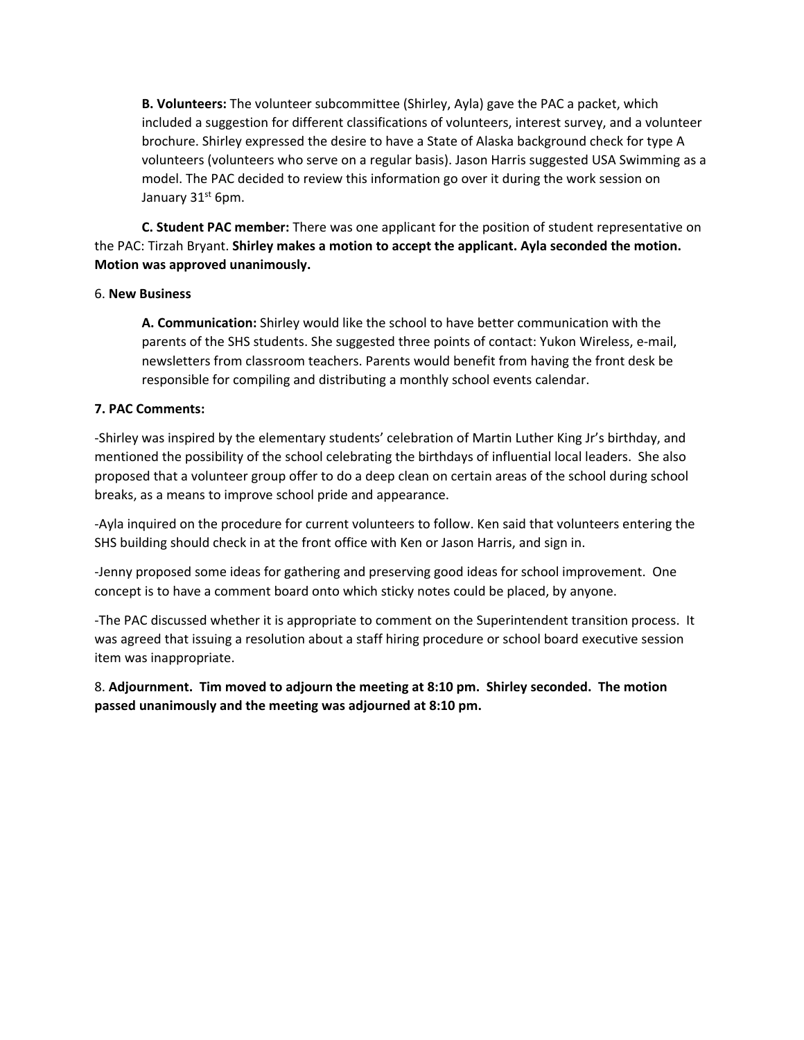**B. Volunteers:** The volunteer subcommittee (Shirley, Ayla) gave the PAC a packet, which included a suggestion for different classifications of volunteers, interest survey, and a volunteer brochure. Shirley expressed the desire to have a State of Alaska background check for type A volunteers (volunteers who serve on a regular basis). Jason Harris suggested USA Swimming as a model. The PAC decided to review this information go over it during the work session on January 31st 6pm.

**C. Student PAC member:** There was one applicant for the position of student representative on the PAC: Tirzah Bryant. **Shirley makes a motion to accept the applicant. Ayla seconded the motion. Motion was approved unanimously.**

6. **New Business**

**A. Communication:** Shirley would like the school to have better communication with the parents of the SHS students. She suggested three points of contact: Yukon Wireless, e-mail, newsletters from classroom teachers. Parents would benefit from having the front desk be responsible for compiling and distributing a monthly school events calendar.

**7. PAC Comments:**

-Shirley was inspired by the elementary students' celebration of Martin Luther King Jr's birthday, and mentioned the possibility of the school celebrating the birthdays of influential local leaders. She also proposed that a volunteer group offer to do a deep clean on certain areas of the school during school breaks, as a means to improve school pride and appearance.

-Ayla inquired on the procedure for current volunteers to follow. Ken said that volunteers entering the SHS building should check in at the front office with Ken or Jason Harris, and sign in.

-Jenny proposed some ideas for gathering and preserving good ideas for school improvement. One concept is to have a comment board onto which sticky notes could be placed, by anyone.

-The PAC discussed whether it is appropriate to comment on the Superintendent transition process. It was agreed that issuing a resolution about a staff hiring procedure or school board executive session item was inappropriate.

8. **Adjournment. Tim moved to adjourn the meeting at 8:10 pm. Shirley seconded. The motion passed unanimously and the meeting was adjourned at 8:10 pm.**